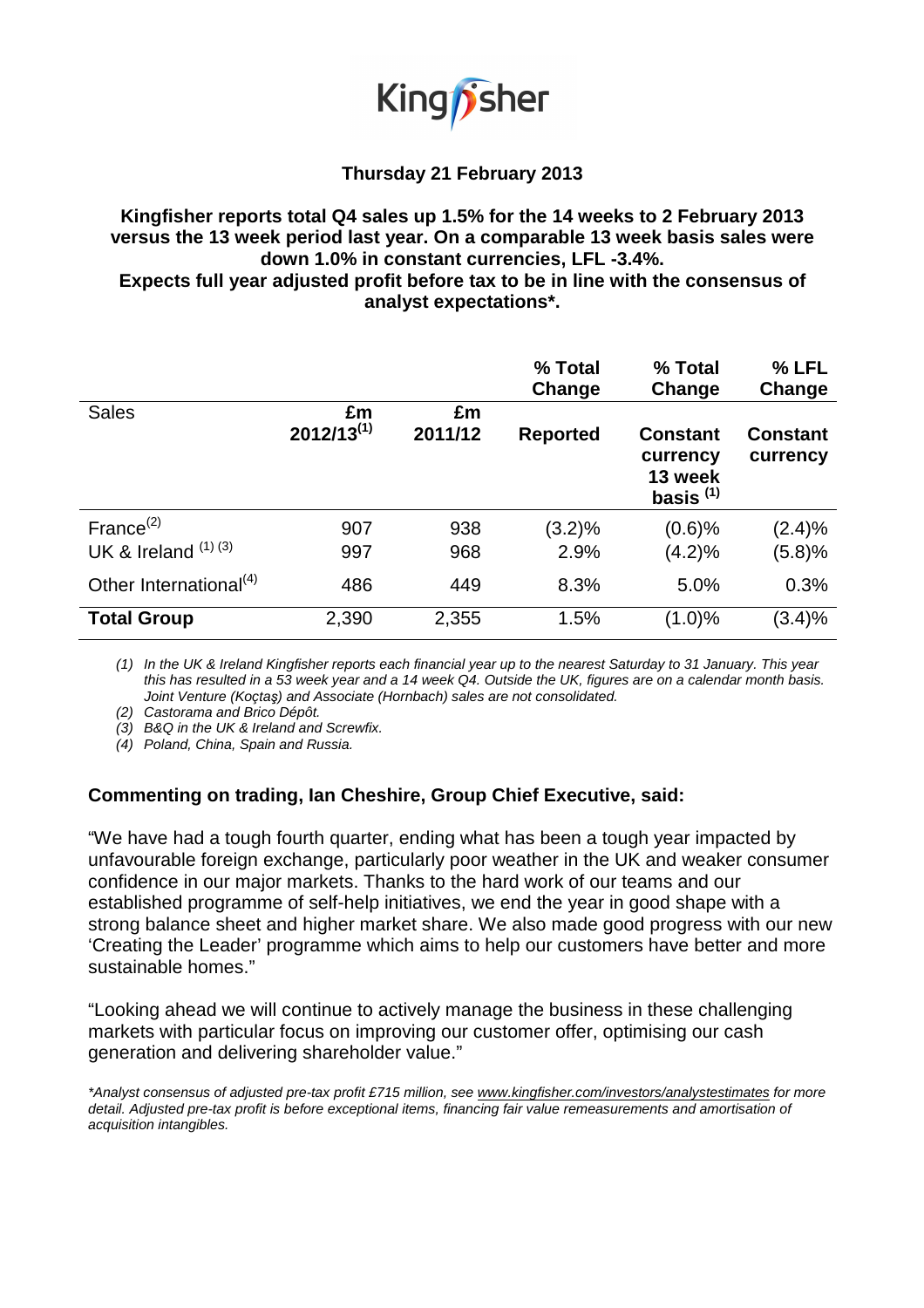Kingfisher

**Thursday 21 February 2013**

**Kingfisher reports total Q4 sales up 1.5% for the 14 weeks to 2 February 2013 versus the 13 week period last year. On a comparable 13 week basis sales were down 1.0% in constant currencies, LFL -3.4%.**
**Expects full year adjusted profit before tax to be in line with the consensus of analyst expectations*.**

| | | | % Total Change | % Total Change | % LFL Change |
|---|---|---|---|---|---|
| Sales | £m 2012/13[1] | £m 2011/12 | Reported | Constant currency 13 week basis [1] | Constant currency |
| France[2] | 907 | 938 | (3.2)% | (0.6)% | (2.4)% |
| UK & Ireland [1] [3] | 997 | 968 | 2.9% | (4.2)% | (5.8)% |
| Other International[4] | 486 | 449 | 8.3% | 5.0% | 0.3% |
| **Total Group** | 2,390 | 2,355 | 1.5% | (1.0)% | (3.4)% |

*(1) In the UK & Ireland Kingfisher reports each financial year up to the nearest Saturday to 31 January. This year this has resulted in a 53 week year and a 14 week Q4. Outside the UK, figures are on a calendar month basis. Joint Venture (Koçtaş) and Associate (Hornbach) sales are not consolidated.*
*(2) Castorama and Brico Dépôt.*
*(3) B&Q in the UK & Ireland and Screwfix.*
*(4) Poland, China, Spain and Russia.*

**Commenting on trading, Ian Cheshire, Group Chief Executive, said:**

"We have had a tough fourth quarter, ending what has been a tough year impacted by unfavourable foreign exchange, particularly poor weather in the UK and weaker consumer confidence in our major markets. Thanks to the hard work of our teams and our established programme of self-help initiatives, we end the year in good shape with a strong balance sheet and higher market share. We also made good progress with our new 'Creating the Leader' programme which aims to help our customers have better and more sustainable homes."

"Looking ahead we will continue to actively manage the business in these challenging markets with particular focus on improving our customer offer, optimising our cash generation and delivering shareholder value."

**Analyst consensus of adjusted pre-tax profit £715 million, see www.kingfisher.com/investors/analystestimates for more detail. Adjusted pre-tax profit is before exceptional items, financing fair value remeasurements and amortisation of acquisition intangibles.*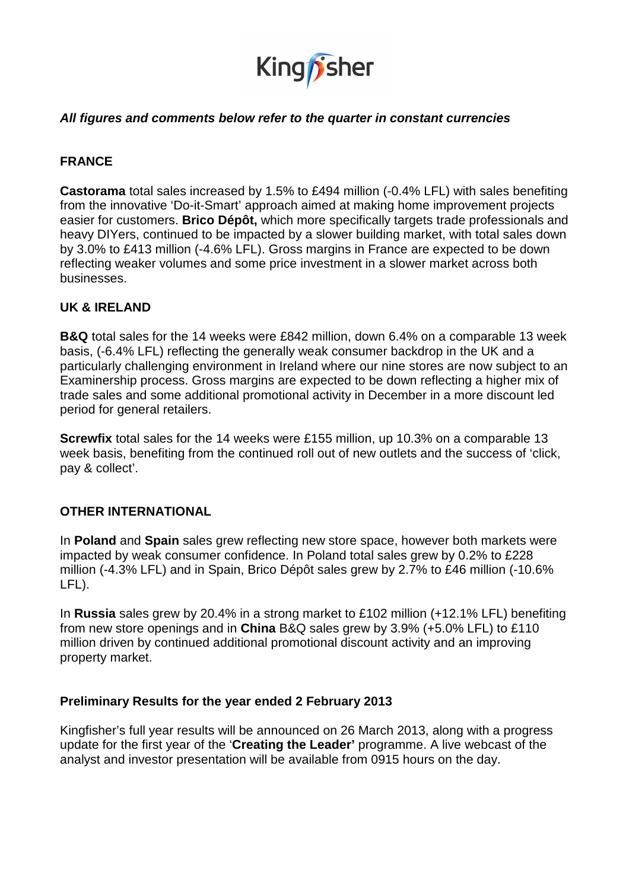***All figures and comments below refer to the quarter in constant currencies***

**FRANCE**

**Castorama** total sales increased by 1.5% to £494 million (-0.4% LFL) with sales benefiting from the innovative 'Do-it-Smart' approach aimed at making home improvement projects easier for customers. **Brico Dépôt,** which more specifically targets trade professionals and heavy DIYers, continued to be impacted by a slower building market, with total sales down by 3.0% to £413 million (-4.6% LFL). Gross margins in France are expected to be down reflecting weaker volumes and some price investment in a slower market across both businesses.

**UK & IRELAND**

**B&Q** total sales for the 14 weeks were £842 million, down 6.4% on a comparable 13 week basis, (-6.4% LFL) reflecting the generally weak consumer backdrop in the UK and a particularly challenging environment in Ireland where our nine stores are now subject to an Examinership process. Gross margins are expected to be down reflecting a higher mix of trade sales and some additional promotional activity in December in a more discount led period for general retailers.

**Screwfix** total sales for the 14 weeks were £155 million, up 10.3% on a comparable 13 week basis, benefiting from the continued roll out of new outlets and the success of 'click, pay & collect'.

**OTHER INTERNATIONAL**

In **Poland** and **Spain** sales grew reflecting new store space, however both markets were impacted by weak consumer confidence. In Poland total sales grew by 0.2% to £228 million (-4.3% LFL) and in Spain, Brico Dépôt sales grew by 2.7% to £46 million (-10.6% LFL).

In **Russia** sales grew by 20.4% in a strong market to £102 million (+12.1% LFL) benefiting from new store openings and in **China** B&Q sales grew by 3.9% (+5.0% LFL) to £110 million driven by continued additional promotional discount activity and an improving property market.

**Preliminary Results for the year ended 2 February 2013**

Kingfisher's full year results will be announced on 26 March 2013, along with a progress update for the first year of the '**Creating the Leader'** programme. A live webcast of the analyst and investor presentation will be available from 0915 hours on the day.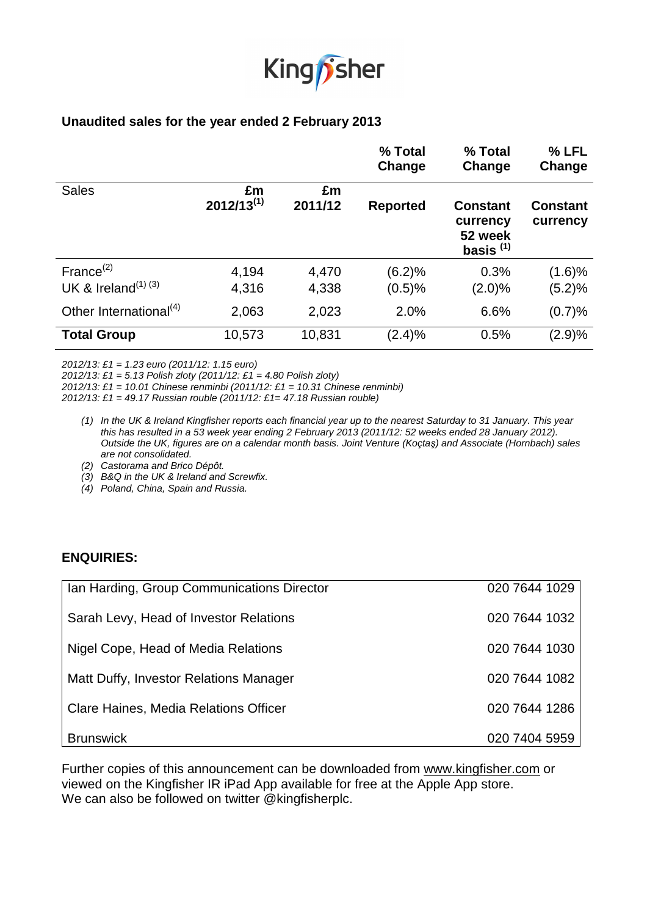Kingfisher

## Unaudited sales for the year ended 2 February 2013

| | | | % Total Change | % Total Change | % LFL Change |
|---|---|---|---|---|---|
| **Sales** | **£m 2012/13[1]** | **£m 2011/12** | **Reported** | **Constant currency 52 week basis [1]** | **Constant currency** |
| France[2] | 4,194 | 4,470 | (6.2)% | 0.3% | (1.6)% |
| UK & Ireland[1] [3] | 4,316 | 4,338 | (0.5)% | (2.0)% | (5.2)% |
| Other International[4] | 2,063 | 2,023 | 2.0% | 6.6% | (0.7)% |
| **Total Group** | 10,573 | 10,831 | (2.4)% | 0.5% | (2.9)% |

*2012/13: £1 = 1.23 euro (2011/12: 1.15 euro)*
*2012/13: £1 = 5.13 Polish zloty (2011/12: £1 = 4.80 Polish zloty)*
*2012/13: £1 = 10.01 Chinese renminbi (2011/12: £1 = 10.31 Chinese renminbi)*
*2012/13: £1 = 49.17 Russian rouble (2011/12: £1= 47.18 Russian rouble)*

1. *In the UK & Ireland Kingfisher reports each financial year up to the nearest Saturday to 31 January. This year this has resulted in a 53 week year ending 2 February 2013 (2011/12: 52 weeks ended 28 January 2012). Outside the UK, figures are on a calendar month basis. Joint Venture (Koçtaş) and Associate (Hornbach) sales are not consolidated.*
2. *Castorama and Brico Dépôt.*
3. *B&Q in the UK & Ireland and Screwfix.*
4. *Poland, China, Spain and Russia.*

## ENQUIRIES:

| | |
|---|---|
| Ian Harding, Group Communications Director | 020 7644 1029 |
| Sarah Levy, Head of Investor Relations | 020 7644 1032 |
| Nigel Cope, Head of Media Relations | 020 7644 1030 |
| Matt Duffy, Investor Relations Manager | 020 7644 1082 |
| Clare Haines, Media Relations Officer | 020 7644 1286 |
| Brunswick | 020 7404 5959 |

Further copies of this announcement can be downloaded from www.kingfisher.com or viewed on the Kingfisher IR iPad App available for free at the Apple App store.
We can also be followed on twitter @kingfisherplc.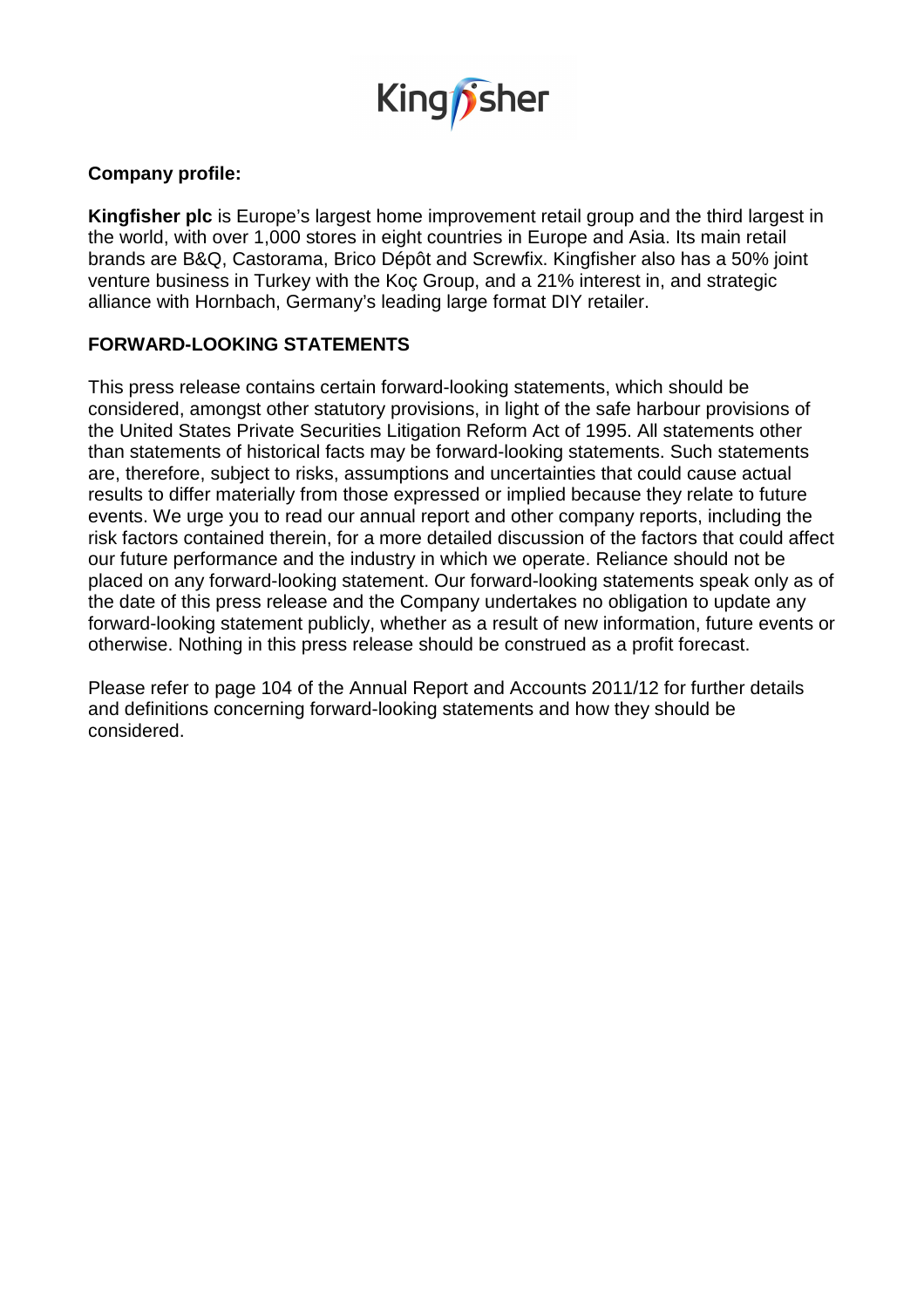**Company profile:**

**Kingfisher plc** is Europe's largest home improvement retail group and the third largest in the world, with over 1,000 stores in eight countries in Europe and Asia. Its main retail brands are B&Q, Castorama, Brico Dépôt and Screwfix. Kingfisher also has a 50% joint venture business in Turkey with the Koç Group, and a 21% interest in, and strategic alliance with Hornbach, Germany's leading large format DIY retailer.

**FORWARD-LOOKING STATEMENTS**

This press release contains certain forward-looking statements, which should be considered, amongst other statutory provisions, in light of the safe harbour provisions of the United States Private Securities Litigation Reform Act of 1995. All statements other than statements of historical facts may be forward-looking statements. Such statements are, therefore, subject to risks, assumptions and uncertainties that could cause actual results to differ materially from those expressed or implied because they relate to future events. We urge you to read our annual report and other company reports, including the risk factors contained therein, for a more detailed discussion of the factors that could affect our future performance and the industry in which we operate. Reliance should not be placed on any forward-looking statement. Our forward-looking statements speak only as of the date of this press release and the Company undertakes no obligation to update any forward-looking statement publicly, whether as a result of new information, future events or otherwise. Nothing in this press release should be construed as a profit forecast.

Please refer to page 104 of the Annual Report and Accounts 2011/12 for further details and definitions concerning forward-looking statements and how they should be considered.